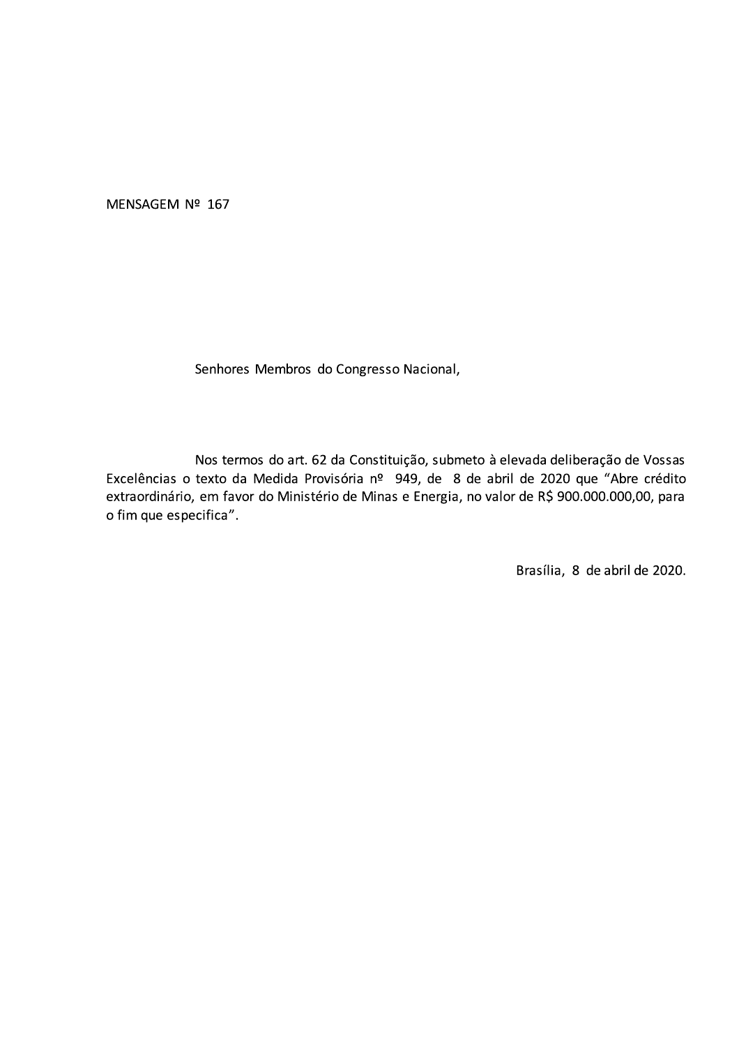MENSAGEM Nº 167

Senhores Membros do Congresso Nacional,

Nos termos do art. 62 da Constituição, submeto à elevada deliberação de Vossas Excelências o texto da Medida Provisória nº 949, de 8 de abril de 2020 que "Abre crédito extraordinário, em favor do Ministério de Minas e Energia, no valor de R$ 900.000.000,00, para o fim que especifica".

Brasília, 8 de abril de 2020.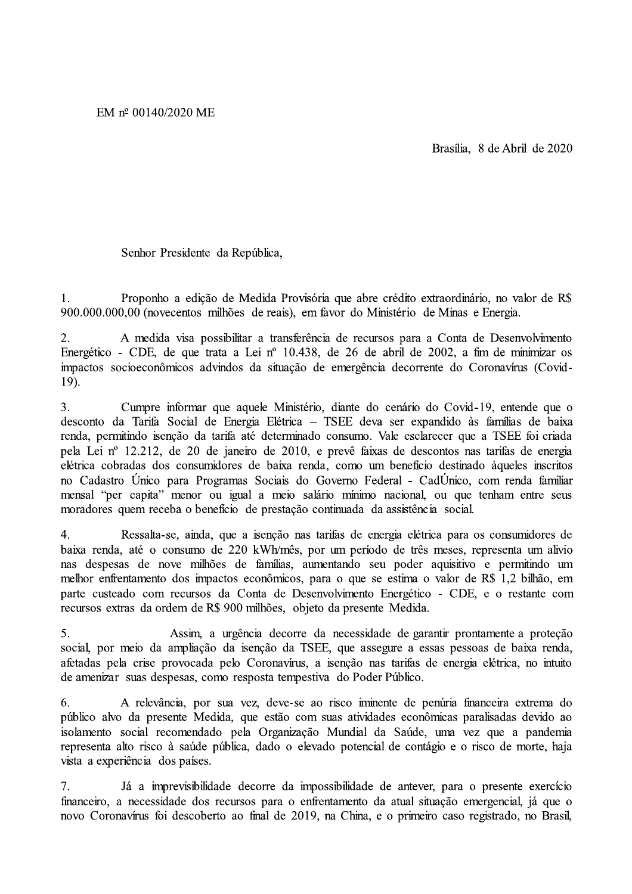EM nº 00140/2020 ME

Brasília, 8 de Abril de 2020

Senhor Presidente da República,

1. Proponho a edição de Medida Provisória que abre crédito extraordinário, no valor de R$ 900.000.000,00 (novecentos milhões de reais), em favor do Ministério de Minas e Energia.

2. A medida visa possibilitar a transferência de recursos para a Conta de Desenvolvimento Energético - CDE, de que trata a Lei nº 10.438, de 26 de abril de 2002, a fim de minimizar os impactos socioeconômicos advindos da situação de emergência decorrente do Coronavírus (Covid-19).

3. Cumpre informar que aquele Ministério, diante do cenário do Covid-19, entende que o desconto da Tarifa Social de Energia Elétrica – TSEE deva ser expandido às famílias de baixa renda, permitindo isenção da tarifa até determinado consumo. Vale esclarecer que a TSEE foi criada pela Lei nº 12.212, de 20 de janeiro de 2010, e prevê faixas de descontos nas tarifas de energia elétrica cobradas dos consumidores de baixa renda, como um benefício destinado àqueles inscritos no Cadastro Único para Programas Sociais do Governo Federal - CadÚnico, com renda familiar mensal "per capita" menor ou igual a meio salário mínimo nacional, ou que tenham entre seus moradores quem receba o benefício de prestação continuada da assistência social.

4. Ressalta-se, ainda, que a isenção nas tarifas de energia elétrica para os consumidores de baixa renda, até o consumo de 220 kWh/mês, por um período de três meses, representa um alívio nas despesas de nove milhões de famílias, aumentando seu poder aquisitivo e permitindo um melhor enfrentamento dos impactos econômicos, para o que se estima o valor de R$ 1,2 bilhão, em parte custeado com recursos da Conta de Desenvolvimento Energético - CDE, e o restante com recursos extras da ordem de R$ 900 milhões, objeto da presente Medida.

5. Assim, a urgência decorre da necessidade de garantir prontamente a proteção social, por meio da ampliação da isenção da TSEE, que assegure a essas pessoas de baixa renda, afetadas pela crise provocada pelo Coronavírus, a isenção nas tarifas de energia elétrica, no intuito de amenizar suas despesas, como resposta tempestiva do Poder Público.

6. A relevância, por sua vez, deve-se ao risco iminente de penúria financeira extrema do público alvo da presente Medida, que estão com suas atividades econômicas paralisadas devido ao isolamento social recomendado pela Organização Mundial da Saúde, uma vez que a pandemia representa alto risco à saúde pública, dado o elevado potencial de contágio e o risco de morte, haja vista a experiência dos países.

7. Já a imprevisibilidade decorre da impossibilidade de antever, para o presente exercício financeiro, a necessidade dos recursos para o enfrentamento da atual situação emergencial, já que o novo Coronavírus foi descoberto ao final de 2019, na China, e o primeiro caso registrado, no Brasil,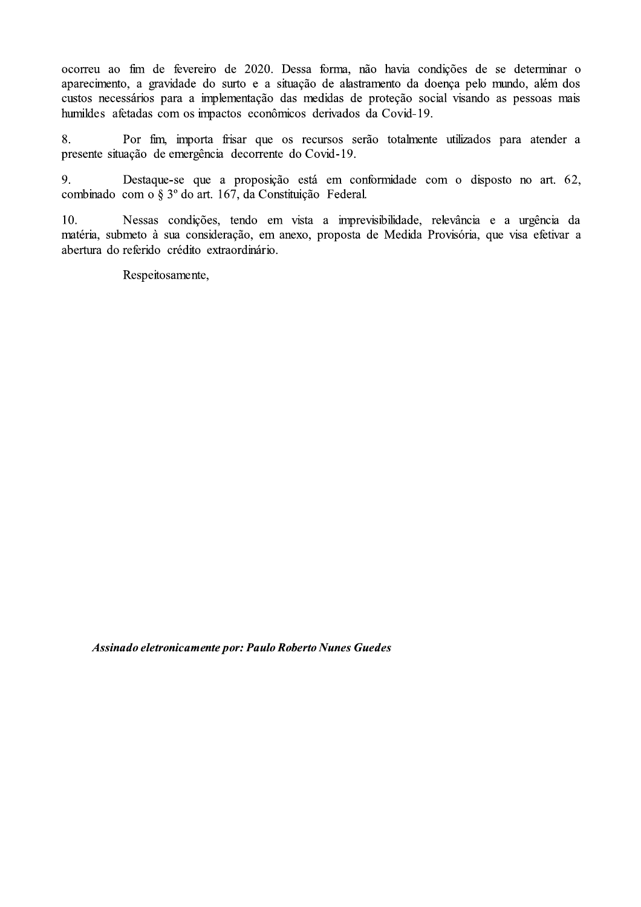ocorreu ao fim de fevereiro de 2020. Dessa forma, não havia condições de se determinar o aparecimento, a gravidade do surto e a situação de alastramento da doença pelo mundo, além dos custos necessários para a implementação das medidas de proteção social visando as pessoas mais humildes afetadas com os impactos econômicos derivados da Covid-19.

8. Por fim, importa frisar que os recursos serão totalmente utilizados para atender a presente situação de emergência decorrente do Covid-19.

9. Destaque-se que a proposição está em conformidade com o disposto no art. 62, combinado com o § 3º do art. 167, da Constituição Federal.

10. Nessas condições, tendo em vista a imprevisibilidade, relevância e a urgência da matéria, submeto à sua consideração, em anexo, proposta de Medida Provisória, que visa efetivar a abertura do referido crédito extraordinário.

Respeitosamente,

***Assinado eletronicamente por: Paulo Roberto Nunes Guedes***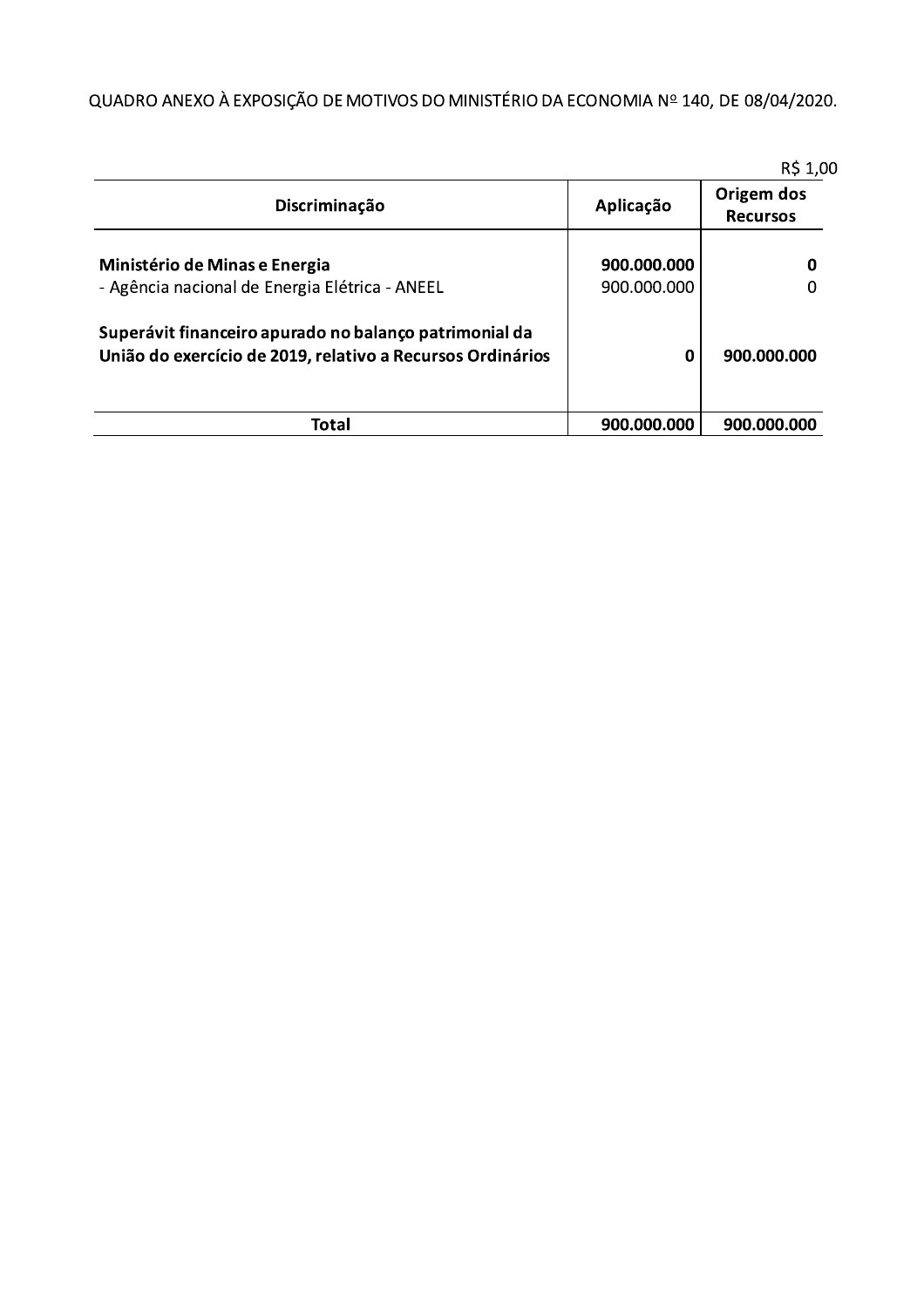QUADRO ANEXO À EXPOSIÇÃO DE MOTIVOS DO MINISTÉRIO DA ECONOMIA Nº 140, DE 08/04/2020.

R$ 1,00

| Discriminação | Aplicação | Origem dos Recursos |
|---|---|---|
| **Ministério de Minas e Energia** | **900.000.000** | **0** |
| - Agência nacional de Energia Elétrica - ANEEL | 900.000.000 | 0 |
| **Superávit financeiro apurado no balanço patrimonial da União do exercício de 2019, relativo a Recursos Ordinários** | **0** | **900.000.000** |
| **Total** | **900.000.000** | **900.000.000** |